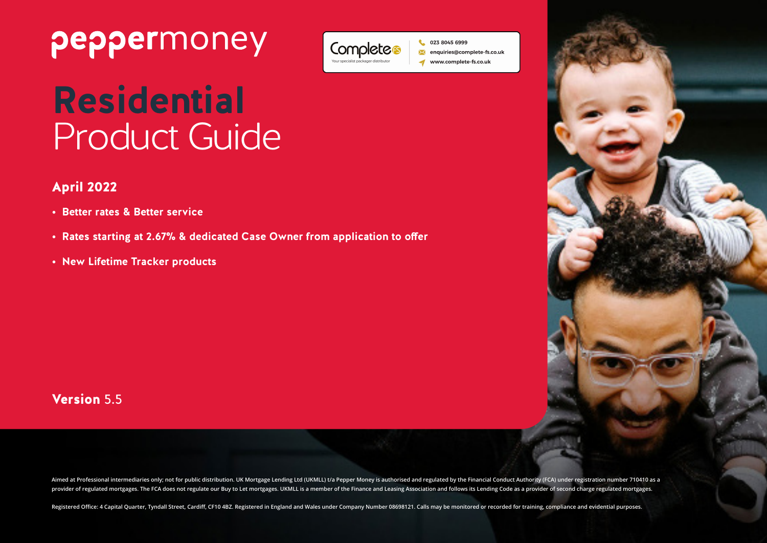peppermoney

Complete FS
Your specialist packager distributor

023 8045 6999
enquiries@complete-fs.co.uk
www.complete-fs.co.uk

# **Residential** Product Guide

## April 2022

- **Better rates & Better service**
- **Rates starting at 2.67% & dedicated Case Owner from application to offer**
- **New Lifetime Tracker products**

**Version** 5.5

Aimed at Professional intermediaries only; not for public distribution. UK Mortgage Lending Ltd (UKMLL) t/a Pepper Money is authorised and regulated by the Financial Conduct Authority (FCA) under registration number 710410 as a provider of regulated mortgages. The FCA does not regulate our Buy to Let mortgages. UKMLL is a member of the Finance and Leasing Association and follows its Lending Code as a provider of second charge regulated mortgages.

Registered Office: 4 Capital Quarter, Tyndall Street, Cardiff, CF10 4BZ. Registered in England and Wales under Company Number 08698121. Calls may be monitored or recorded for training, compliance and evidential purposes.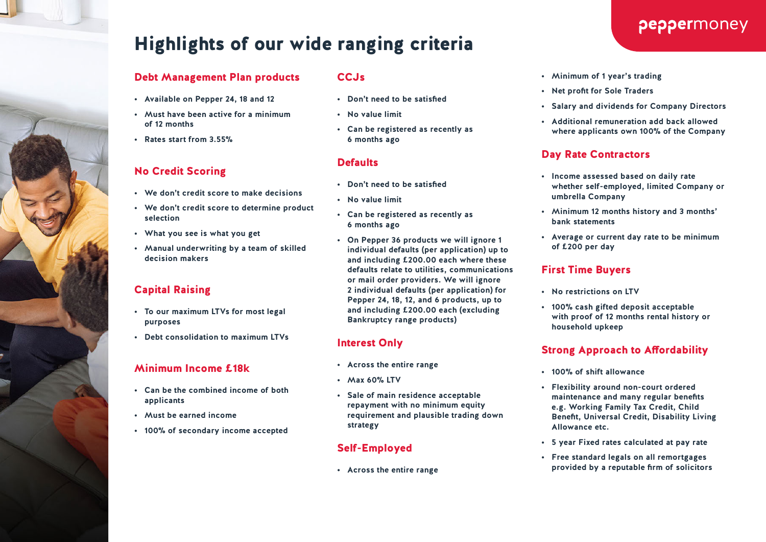# Highlights of our wide ranging criteria

## Debt Management Plan products

- Available on Pepper 24, 18 and 12
- Must have been active for a minimum of 12 months
- Rates start from 3.55%

## No Credit Scoring

- We don't credit score to make decisions
- We don't credit score to determine product selection
- What you see is what you get
- Manual underwriting by a team of skilled decision makers

## Capital Raising

- To our maximum LTVs for most legal purposes
- Debt consolidation to maximum LTVs

## Minimum Income £18k

- Can be the combined income of both applicants
- Must be earned income
- 100% of secondary income accepted

## CCJs

- Don't need to be satisfied
- No value limit
- Can be registered as recently as 6 months ago

## Defaults

- Don't need to be satisfied
- No value limit
- Can be registered as recently as 6 months ago
- On Pepper 36 products we will ignore 1 individual defaults (per application) up to and including £200.00 each where these defaults relate to utilities, communications or mail order providers. We will ignore 2 individual defaults (per application) for Pepper 24, 18, 12, and 6 products, up to and including £200.00 each (excluding Bankruptcy range products)

## Interest Only

- Across the entire range
- Max 60% LTV
- Sale of main residence acceptable repayment with no minimum equity requirement and plausible trading down strategy

## Self-Employed

- Across the entire range
- Minimum of 1 year's trading
- Net profit for Sole Traders
- Salary and dividends for Company Directors
- Additional remuneration add back allowed where applicants own 100% of the Company

## Day Rate Contractors

- Income assessed based on daily rate whether self-employed, limited Company or umbrella Company
- Minimum 12 months history and 3 months' bank statements
- Average or current day rate to be minimum of £200 per day

## First Time Buyers

- No restrictions on LTV
- 100% cash gifted deposit acceptable with proof of 12 months rental history or household upkeep

## Strong Approach to Affordability

- 100% of shift allowance
- Flexibility around non-court ordered maintenance and many regular benefits e.g. Working Family Tax Credit, Child Benefit, Universal Credit, Disability Living Allowance etc.
- 5 year Fixed rates calculated at pay rate
- Free standard legals on all remortgages provided by a reputable firm of solicitors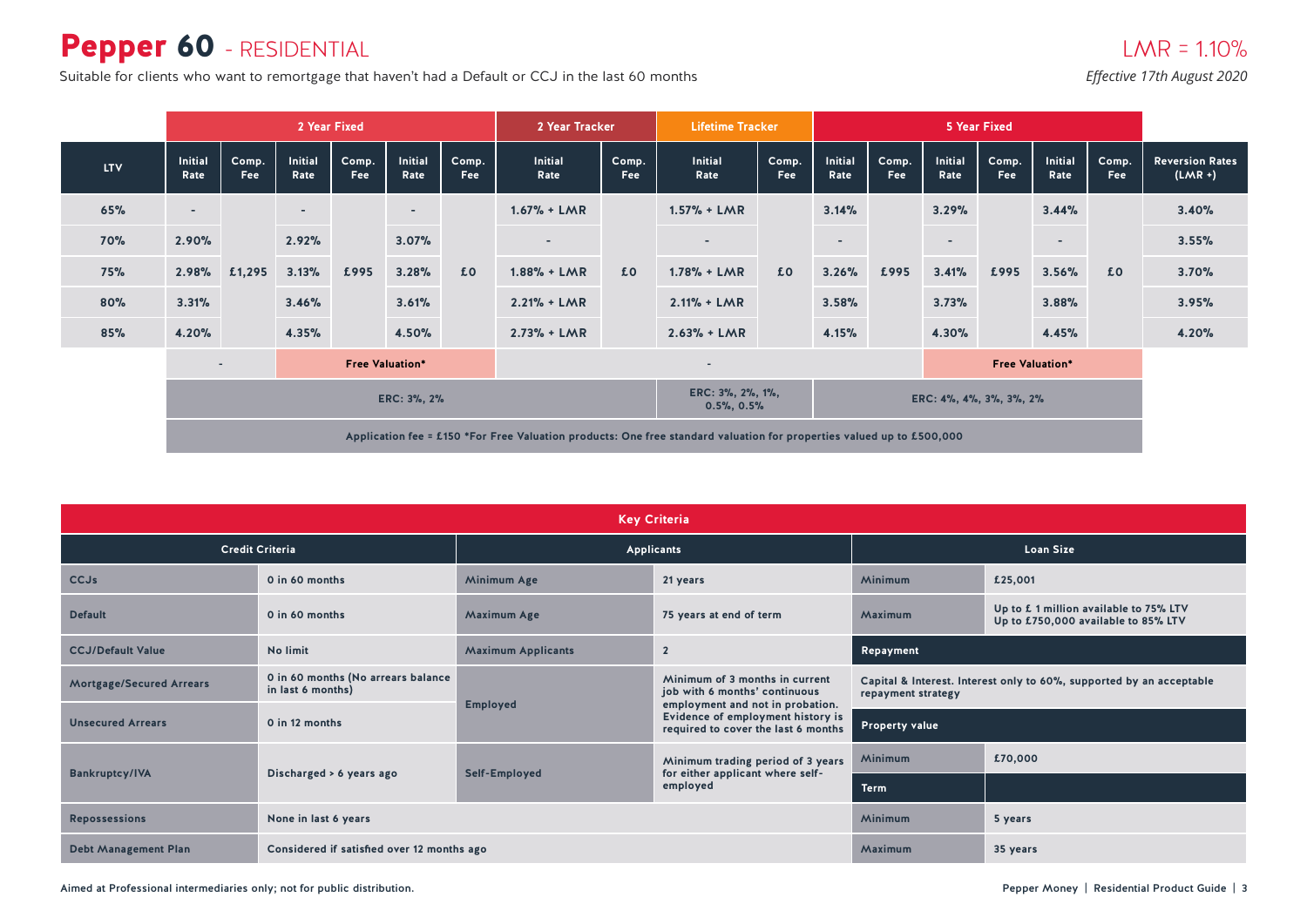# Pepper 60 - RESIDENTIAL

LMR = 1.10%

Suitable for clients who want to remortgage that haven't had a Default or CCJ in the last 60 months

*Effective 17th August 2020*

| | 2 Year Fixed | | | | | | 2 Year Tracker | | Lifetime Tracker | | 5 Year Fixed | | | | | | |
|---|---|---|---|---|---|---|---|---|---|---|---|---|---|---|---|---|---|
| LTV | Initial Rate | Comp. Fee | Initial Rate | Comp. Fee | Initial Rate | Comp. Fee | Initial Rate | Comp. Fee | Initial Rate | Comp. Fee | Initial Rate | Comp. Fee | Initial Rate | Comp. Fee | Initial Rate | Comp. Fee | Reversion Rates (LMR +) |
| 65% | - | £1,295 | - | £995 | - | £0 | 1.67% + LMR | £0 | 1.57% + LMR | £0 | 3.14% | £995 | 3.29% | £995 | 3.44% | £0 | 3.40% |
| 70% | 2.90% | | 2.92% | | 3.07% | | - | | - | | - | | - | | - | | 3.55% |
| 75% | 2.98% | | 3.13% | | 3.28% | | 1.88% + LMR | | 1.78% + LMR | | 3.26% | | 3.41% | | 3.56% | | 3.70% |
| 80% | 3.31% | | 3.46% | | 3.61% | | 2.21% + LMR | | 2.11% + LMR | | 3.58% | | 3.73% | | 3.88% | | 3.95% |
| 85% | 4.20% | | 4.35% | | 4.50% | | 2.73% + LMR | | 2.63% + LMR | | 4.15% | | 4.30% | | 4.45% | | 4.20% |
| | - | | Free Valuation* | | | | - | | | | | | Free Valuation* | | | | |
| | ERC: 3%, 2% | | | | | | | | ERC: 3%, 2%, 1%, 0.5%, 0.5% | | ERC: 4%, 4%, 3%, 3%, 2% | | | | | | |

Application fee = £150 *For Free Valuation products: One free standard valuation for properties valued up to £500,000

## Key Criteria

| Credit Criteria | | Applicants | | Loan Size | |
|---|---|---|---|---|---|
| CCJs | 0 in 60 months | Minimum Age | 21 years | Minimum | £25,001 |
| Default | 0 in 60 months | Maximum Age | 75 years at end of term | Maximum | Up to £ 1 million available to 75% LTV<br>Up to £750,000 available to 85% LTV |
| CCJ/Default Value | No limit | Maximum Applicants | 2 | **Repayment** | |
| Mortgage/Secured Arrears | 0 in 60 months (No arrears balance in last 6 months) | Employed | Minimum of 3 months in current job with 6 months' continuous employment and not in probation. Evidence of employment history is required to cover the last 6 months | Capital & Interest. Interest only to 60%, supported by an acceptable repayment strategy | |
| Unsecured Arrears | 0 in 12 months | | | **Property value** | |
| Bankruptcy/IVA | Discharged > 6 years ago | Self-Employed | Minimum trading period of 3 years for either applicant where self-employed | Minimum | £70,000 |
| | | | | **Term** | |
| Repossessions | None in last 6 years | | | Minimum | 5 years |
| Debt Management Plan | Considered if satisfied over 12 months ago | | | Maximum | 35 years |

Aimed at Professional intermediaries only; not for public distribution.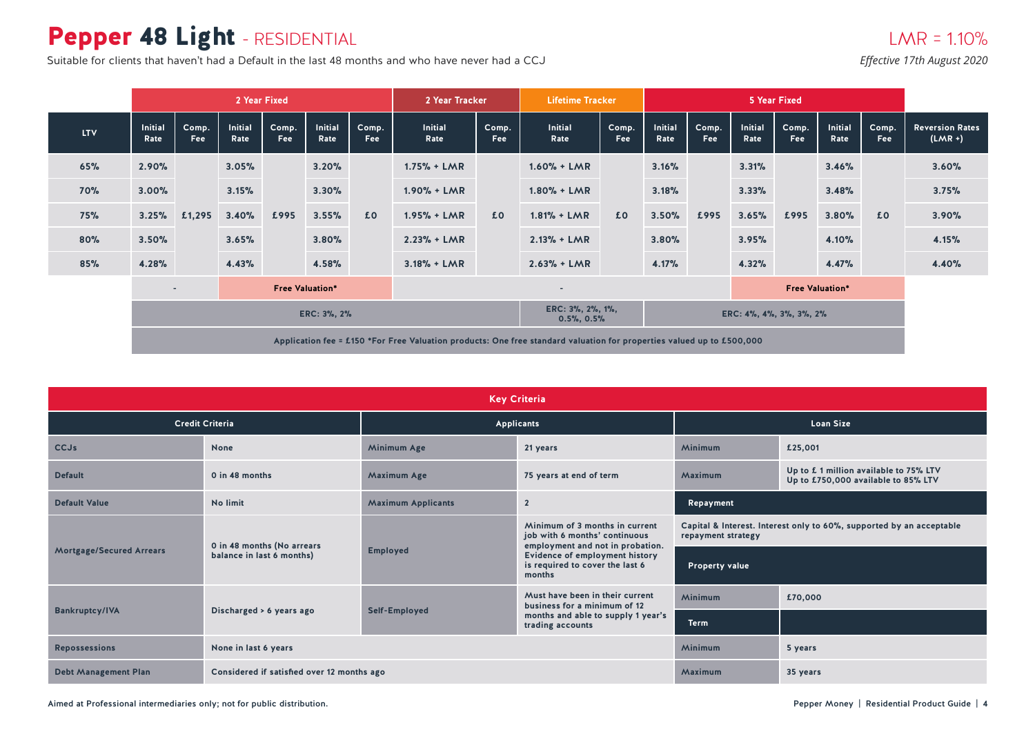# Pepper 48 Light - RESIDENTIAL

LMR = 1.10%

Suitable for clients that haven't had a Default in the last 48 months and who have never had a CCJ

*Effective 17th August 2020*

| | 2 Year Fixed | | | | | | 2 Year Tracker | | Lifetime Tracker | | 5 Year Fixed | | | | | | |
|---|---|---|---|---|---|---|---|---|---|---|---|---|---|---|---|---|---|
| LTV | Initial Rate | Comp. Fee | Initial Rate | Comp. Fee | Initial Rate | Comp. Fee | Initial Rate | Comp. Fee | Initial Rate | Comp. Fee | Initial Rate | Comp. Fee | Initial Rate | Comp. Fee | Initial Rate | Comp. Fee | Reversion Rates (LMR +) |
| 65% | 2.90% | £1,295 | 3.05% | £995 | 3.20% | £0 | 1.75% + LMR | £0 | 1.60% + LMR | £0 | 3.16% | £995 | 3.31% | £995 | 3.46% | £0 | 3.60% |
| 70% | 3.00% | | 3.15% | | 3.30% | | 1.90% + LMR | | 1.80% + LMR | | 3.18% | | 3.33% | | 3.48% | | 3.75% |
| 75% | 3.25% | | 3.40% | | 3.55% | | 1.95% + LMR | | 1.81% + LMR | | 3.50% | | 3.65% | | 3.80% | | 3.90% |
| 80% | 3.50% | | 3.65% | | 3.80% | | 2.23% + LMR | | 2.13% + LMR | | 3.80% | | 3.95% | | 4.10% | | 4.15% |
| 85% | 4.28% | | 4.43% | | 4.58% | | 3.18% + LMR | | 2.63% + LMR | | 4.17% | | 4.32% | | 4.47% | | 4.40% |
| | - | | Free Valuation* | | | | - | | | | | | Free Valuation* | | | | |
| | ERC: 3%, 2% | | | | | | | | ERC: 3%, 2%, 1%, 0.5%, 0.5% | | ERC: 4%, 4%, 3%, 3%, 2% | | | | | | |

Application fee = £150 *For Free Valuation products: One free standard valuation for properties valued up to £500,000

## Key Criteria

| Credit Criteria | | Applicants | | Loan Size | |
|---|---|---|---|---|---|
| CCJs | None | Minimum Age | 21 years | Minimum | £25,001 |
| Default | 0 in 48 months | Maximum Age | 75 years at end of term | Maximum | Up to £ 1 million available to 75% LTV<br>Up to £750,000 available to 85% LTV |
| Default Value | No limit | Maximum Applicants | 2 | **Repayment** | |
| Mortgage/Secured Arrears | 0 in 48 months (No arrears balance in last 6 months) | Employed | Minimum of 3 months in current job with 6 months' continuous employment and not in probation. Evidence of employment history is required to cover the last 6 months | Capital & Interest. Interest only to 60%, supported by an acceptable repayment strategy | |
| | | | | **Property value** | |
| Bankruptcy/IVA | Discharged > 6 years ago | Self-Employed | Must have been in their current business for a minimum of 12 months and able to supply 1 year's trading accounts | Minimum | £70,000 |
| | | | | **Term** | |
| Repossessions | None in last 6 years | | | Minimum | 5 years |
| Debt Management Plan | Considered if satisfied over 12 months ago | | | Maximum | 35 years |

Aimed at Professional intermediaries only; not for public distribution.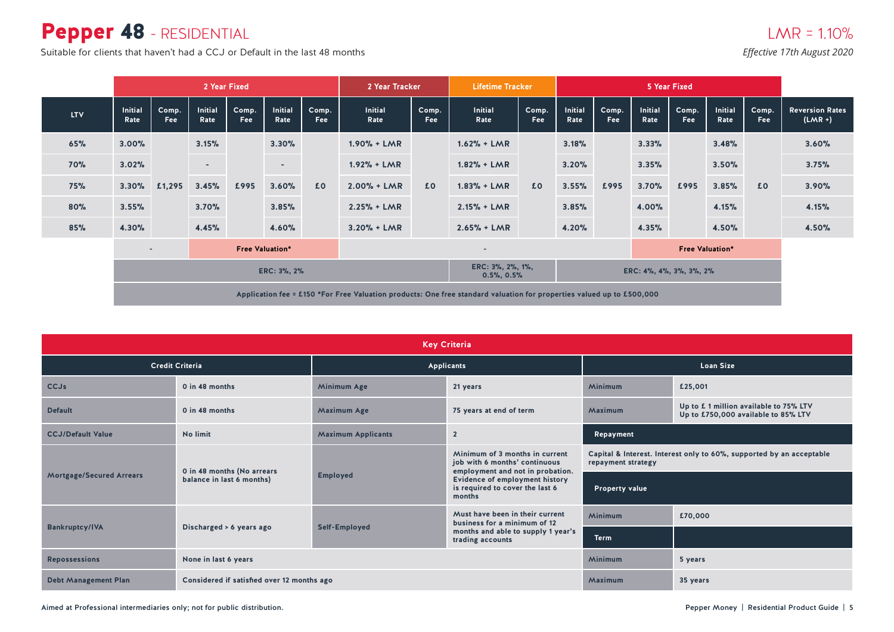# Pepper 48 - RESIDENTIAL

Suitable for clients that haven't had a CCJ or Default in the last 48 months

LMR = 1.10%

*Effective 17th August 2020*

| | 2 Year Fixed | | | | | | 2 Year Tracker | | Lifetime Tracker | | 5 Year Fixed | | | | | | |
|---|---|---|---|---|---|---|---|---|---|---|---|---|---|---|---|---|---|
| **LTV** | **Initial Rate** | **Comp. Fee** | **Initial Rate** | **Comp. Fee** | **Initial Rate** | **Comp. Fee** | **Initial Rate** | **Comp. Fee** | **Initial Rate** | **Comp. Fee** | **Initial Rate** | **Comp. Fee** | **Initial Rate** | **Comp. Fee** | **Initial Rate** | **Comp. Fee** | **Reversion Rates (LMR +)** |
| 65% | 3.00% | £1,295 | 3.15% | £995 | 3.30% | £0 | 1.90% + LMR | £0 | 1.62% + LMR | £0 | 3.18% | £995 | 3.33% | £995 | 3.48% | £0 | 3.60% |
| 70% | 3.02% | £1,295 | - | £995 | - | £0 | 1.92% + LMR | £0 | 1.82% + LMR | £0 | 3.20% | £995 | 3.35% | £995 | 3.50% | £0 | 3.75% |
| 75% | 3.30% | £1,295 | 3.45% | £995 | 3.60% | £0 | 2.00% + LMR | £0 | 1.83% + LMR | £0 | 3.55% | £995 | 3.70% | £995 | 3.85% | £0 | 3.90% |
| 80% | 3.55% | £1,295 | 3.70% | £995 | 3.85% | £0 | 2.25% + LMR | £0 | 2.15% + LMR | £0 | 3.85% | £995 | 4.00% | £995 | 4.15% | £0 | 4.15% |
| 85% | 4.30% | £1,295 | 4.45% | £995 | 4.60% | £0 | 3.20% + LMR | £0 | 2.65% + LMR | £0 | 4.20% | £995 | 4.35% | £995 | 4.50% | £0 | 4.50% |
| | - | | Free Valuation* | | | | - | | | | | | Free Valuation* | | | | |
| | ERC: 3%, 2% | | | | | | | | ERC: 3%, 2%, 1%, 0.5%, 0.5% | | ERC: 4%, 4%, 3%, 3%, 2% | | | | | | |

Application fee = £150 *For Free Valuation products: One free standard valuation for properties valued up to £500,000

## Key Criteria

| Credit Criteria | |
|---|---|
| CCJs | 0 in 48 months |
| Default | 0 in 48 months |
| CCJ/Default Value | No limit |
| Mortgage/Secured Arrears | 0 in 48 months (No arrears balance in last 6 months) |
| Bankruptcy/IVA | Discharged > 6 years ago |
| Repossessions | None in last 6 years |
| Debt Management Plan | Considered if satisfied over 12 months ago |

| Applicants | |
|---|---|
| Minimum Age | 21 years |
| Maximum Age | 75 years at end of term |
| Maximum Applicants | 2 |
| Employed | Minimum of 3 months in current job with 6 months' continuous employment and not in probation. Evidence of employment history is required to cover the last 6 months |
| Self-Employed | Must have been in their current business for a minimum of 12 months and able to supply 1 year's trading accounts |

| Loan Size | |
|---|---|
| Minimum | £25,001 |
| Maximum | Up to £ 1 million available to 75% LTV<br>Up to £750,000 available to 85% LTV |
| **Repayment** | |
| Capital & Interest. Interest only to 60%, supported by an acceptable repayment strategy | |
| **Property value** | |
| Minimum | £70,000 |
| **Term** | |
| Minimum | 5 years |
| Maximum | 35 years |

Aimed at Professional intermediaries only; not for public distribution.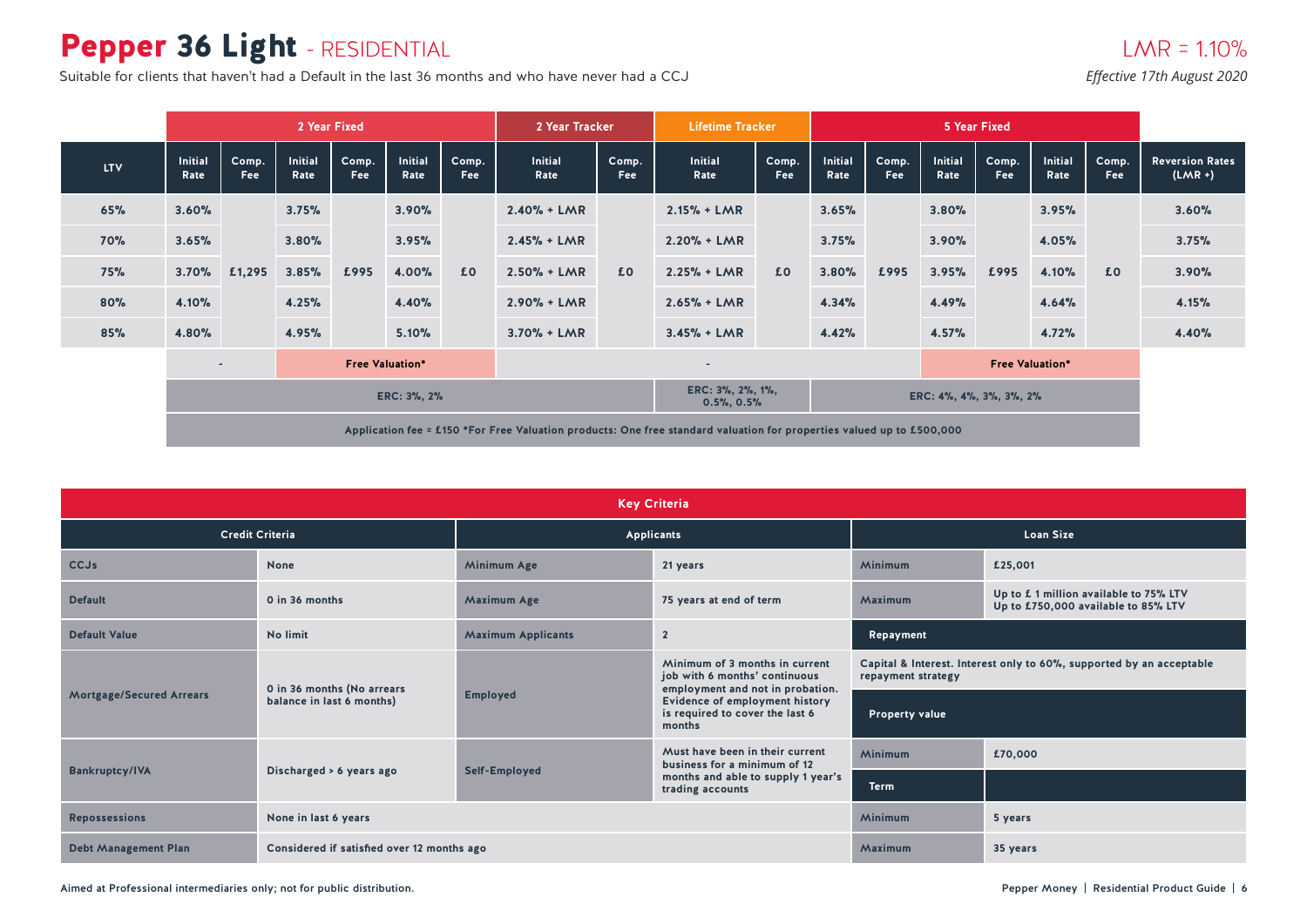# Pepper 36 Light - RESIDENTIAL

Suitable for clients that haven't had a Default in the last 36 months and who have never had a CCJ

LMR = 1.10%

*Effective 17th August 2020*

| | 2 Year Fixed | | | | | | 2 Year Tracker | | Lifetime Tracker | | 5 Year Fixed | | | | | | |
|---|---|---|---|---|---|---|---|---|---|---|---|---|---|---|---|---|---|
| LTV | Initial Rate | Comp. Fee | Initial Rate | Comp. Fee | Initial Rate | Comp. Fee | Initial Rate | Comp. Fee | Initial Rate | Comp. Fee | Initial Rate | Comp. Fee | Initial Rate | Comp. Fee | Initial Rate | Comp. Fee | Reversion Rates (LMR +) |
| 65% | 3.60% | £1,295 | 3.75% | £995 | 3.90% | £0 | 2.40% + LMR | £0 | 2.15% + LMR | £0 | 3.65% | £995 | 3.80% | £995 | 3.95% | £0 | 3.60% |
| 70% | 3.65% | | 3.80% | | 3.95% | | 2.45% + LMR | | 2.20% + LMR | | 3.75% | | 3.90% | | 4.05% | | 3.75% |
| 75% | 3.70% | | 3.85% | | 4.00% | | 2.50% + LMR | | 2.25% + LMR | | 3.80% | | 3.95% | | 4.10% | | 3.90% |
| 80% | 4.10% | | 4.25% | | 4.40% | | 2.90% + LMR | | 2.65% + LMR | | 4.34% | | 4.49% | | 4.64% | | 4.15% |
| 85% | 4.80% | | 4.95% | | 5.10% | | 3.70% + LMR | | 3.45% + LMR | | 4.42% | | 4.57% | | 4.72% | | 4.40% |
| | - | | Free Valuation* | | | | - | | | | | | Free Valuation* | | | | |
| | ERC: 3%, 2% | | | | | | | | ERC: 3%, 2%, 1%, 0.5%, 0.5% | | ERC: 4%, 4%, 3%, 3%, 2% | | | | | | |

Application fee = £150 *For Free Valuation products: One free standard valuation for properties valued up to £500,000

## Key Criteria

| Credit Criteria | | Applicants | | Loan Size | |
|---|---|---|---|---|---|
| CCJs | None | Minimum Age | 21 years | Minimum | £25,001 |
| Default | 0 in 36 months | Maximum Age | 75 years at end of term | Maximum | Up to £ 1 million available to 75% LTV<br>Up to £750,000 available to 85% LTV |
| Default Value | No limit | Maximum Applicants | 2 | **Repayment** | |
| Mortgage/Secured Arrears | 0 in 36 months (No arrears balance in last 6 months) | Employed | Minimum of 3 months in current job with 6 months' continuous employment and not in probation. Evidence of employment history is required to cover the last 6 months | Capital & Interest. Interest only to 60%, supported by an acceptable repayment strategy | |
| | | | | **Property value** | |
| Bankruptcy/IVA | Discharged > 6 years ago | Self-Employed | Must have been in their current business for a minimum of 12 months and able to supply 1 year's trading accounts | Minimum | £70,000 |
| | | | | **Term** | |
| Repossessions | None in last 6 years | | | Minimum | 5 years |
| Debt Management Plan | Considered if satisfied over 12 months ago | | | Maximum | 35 years |

Aimed at Professional intermediaries only; not for public distribution.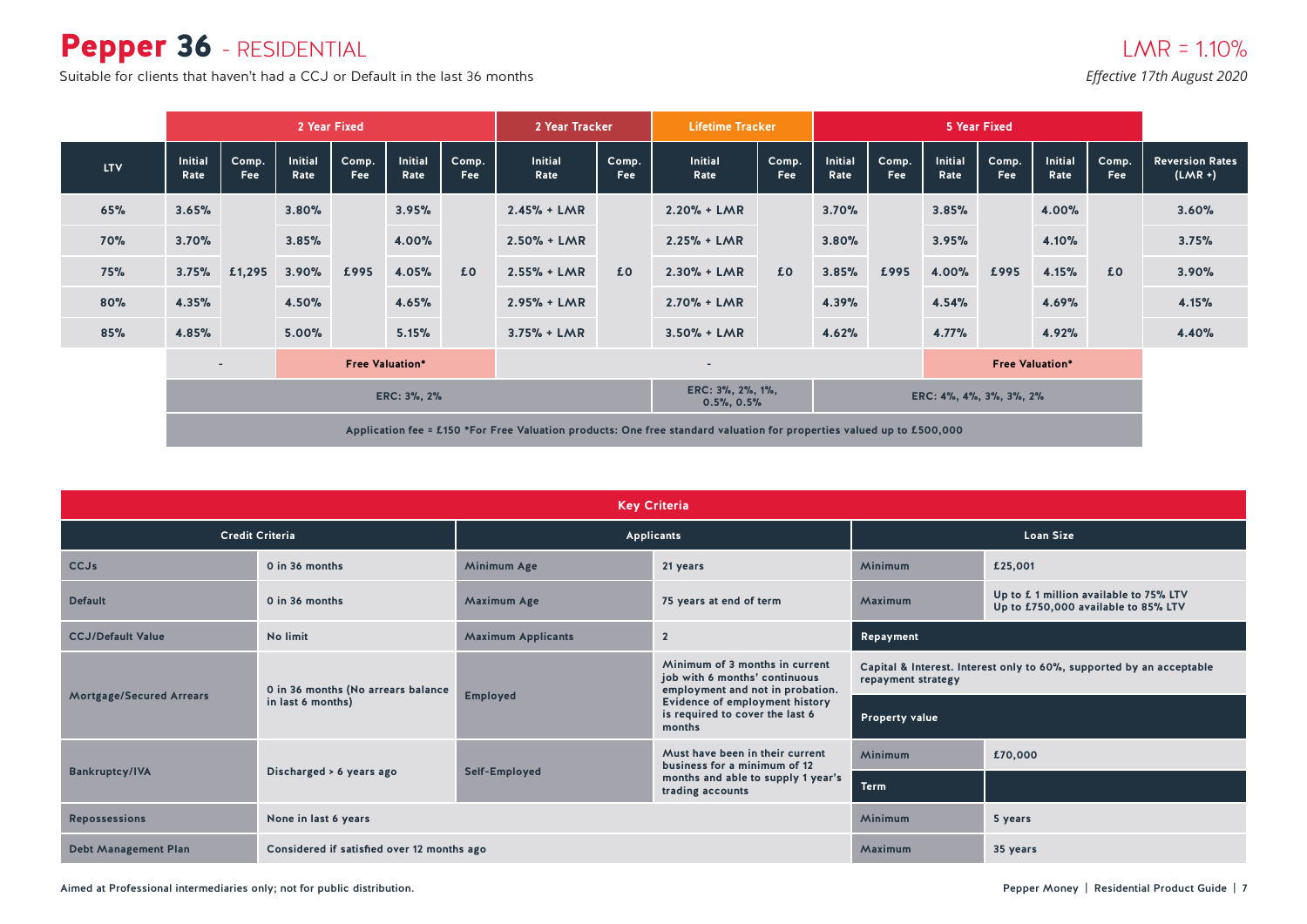# Pepper 36 - RESIDENTIAL

Suitable for clients that haven't had a CCJ or Default in the last 36 months

LMR = 1.10%

*Effective 17th August 2020*

| | 2 Year Fixed | | | | | | 2 Year Tracker | | Lifetime Tracker | | 5 Year Fixed | | | | | | |
|---|---|---|---|---|---|---|---|---|---|---|---|---|---|---|---|---|---|
| LTV | Initial Rate | Comp. Fee | Initial Rate | Comp. Fee | Initial Rate | Comp. Fee | Initial Rate | Comp. Fee | Initial Rate | Comp. Fee | Initial Rate | Comp. Fee | Initial Rate | Comp. Fee | Initial Rate | Comp. Fee | Reversion Rates (LMR +) |
| 65% | 3.65% | £1,295 | 3.80% | £995 | 3.95% | £0 | 2.45% + LMR | £0 | 2.20% + LMR | £0 | 3.70% | £995 | 3.85% | £995 | 4.00% | £0 | 3.60% |
| 70% | 3.70% | | 3.85% | | 4.00% | | 2.50% + LMR | | 2.25% + LMR | | 3.80% | | 3.95% | | 4.10% | | 3.75% |
| 75% | 3.75% | | 3.90% | | 4.05% | | 2.55% + LMR | | 2.30% + LMR | | 3.85% | | 4.00% | | 4.15% | | 3.90% |
| 80% | 4.35% | | 4.50% | | 4.65% | | 2.95% + LMR | | 2.70% + LMR | | 4.39% | | 4.54% | | 4.69% | | 4.15% |
| 85% | 4.85% | | 5.00% | | 5.15% | | 3.75% + LMR | | 3.50% + LMR | | 4.62% | | 4.77% | | 4.92% | | 4.40% |
| | - | | Free Valuation* | | | | - | | | | | | Free Valuation* | | | | |
| | ERC: 3%, 2% | | | | | | | | ERC: 3%, 2%, 1%, 0.5%, 0.5% | | ERC: 4%, 4%, 3%, 3%, 2% | | | | | | |

Application fee = £150 *For Free Valuation products: One free standard valuation for properties valued up to £500,000

## Key Criteria

| Credit Criteria | |
|---|---|
| CCJs | 0 in 36 months |
| Default | 0 in 36 months |
| CCJ/Default Value | No limit |
| Mortgage/Secured Arrears | 0 in 36 months (No arrears balance in last 6 months) |
| Bankruptcy/IVA | Discharged > 6 years ago |
| Repossessions | None in last 6 years |
| Debt Management Plan | Considered if satisfied over 12 months ago |

| Applicants | |
|---|---|
| Minimum Age | 21 years |
| Maximum Age | 75 years at end of term |
| Maximum Applicants | 2 |
| Employed | Minimum of 3 months in current job with 6 months' continuous employment and not in probation. Evidence of employment history is required to cover the last 6 months |
| Self-Employed | Must have been in their current business for a minimum of 12 months and able to supply 1 year's trading accounts |

| Loan Size | |
|---|---|
| Minimum | £25,001 |
| Maximum | Up to £ 1 million available to 75% LTV<br>Up to £750,000 available to 85% LTV |
| **Repayment** | |
| Capital & Interest. Interest only to 60%, supported by an acceptable repayment strategy | |
| **Property value** | |
| Minimum | £70,000 |
| **Term** | |
| Minimum | 5 years |
| Maximum | 35 years |

Aimed at Professional intermediaries only; not for public distribution.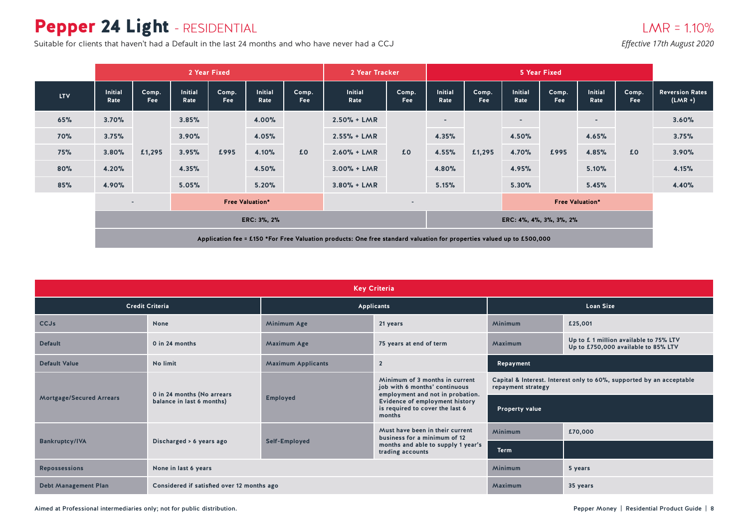# Pepper 24 Light - RESIDENTIAL

Suitable for clients that haven't had a Default in the last 24 months and who have never had a CCJ

LMR = 1.10%

*Effective 17th August 2020*

| | 2 Year Fixed | | | | | | 2 Year Tracker | | 5 Year Fixed | | | | | | |
|---|---|---|---|---|---|---|---|---|---|---|---|---|---|---|---|
| LTV | Initial Rate | Comp. Fee | Initial Rate | Comp. Fee | Initial Rate | Comp. Fee | Initial Rate | Comp. Fee | Initial Rate | Comp. Fee | Initial Rate | Comp. Fee | Initial Rate | Comp. Fee | Reversion Rates (LMR +) |
| 65% | 3.70% | £1,295 | 3.85% | £995 | 4.00% | £0 | 2.50% + LMR | £0 | - | £1,295 | - | £995 | - | £0 | 3.60% |
| 70% | 3.75% | | 3.90% | | 4.05% | | 2.55% + LMR | | 4.35% | | 4.50% | | 4.65% | | 3.75% |
| 75% | 3.80% | | 3.95% | | 4.10% | | 2.60% + LMR | | 4.55% | | 4.70% | | 4.85% | | 3.90% |
| 80% | 4.20% | | 4.35% | | 4.50% | | 3.00% + LMR | | 4.80% | | 4.95% | | 5.10% | | 4.15% |
| 85% | 4.90% | | 5.05% | | 5.20% | | 3.80% + LMR | | 5.15% | | 5.30% | | 5.45% | | 4.40% |
| | - | | Free Valuation* | | | | - | | | | Free Valuation* | | | | |
| | ERC: 3%, 2% | | | | | | | | ERC: 4%, 4%, 3%, 3%, 2% | | | | | | |
| | Application fee = £150 *For Free Valuation products: One free standard valuation for properties valued up to £500,000 | | | | | | | | | | | | | | |

## Key Criteria

| Credit Criteria | | Applicants | | Loan Size | |
|---|---|---|---|---|---|
| CCJs | None | Minimum Age | 21 years | Minimum | £25,001 |
| Default | 0 in 24 months | Maximum Age | 75 years at end of term | Maximum | Up to £ 1 million available to 75% LTV<br>Up to £750,000 available to 85% LTV |
| Default Value | No limit | Maximum Applicants | 2 | **Repayment** | |
| Mortgage/Secured Arrears | 0 in 24 months (No arrears balance in last 6 months) | Employed | Minimum of 3 months in current job with 6 months' continuous employment and not in probation. Evidence of employment history is required to cover the last 6 months | Capital & Interest. Interest only to 60%, supported by an acceptable repayment strategy | |
| | | | | **Property value** | |
| Bankruptcy/IVA | Discharged > 6 years ago | Self-Employed | Must have been in their current business for a minimum of 12 months and able to supply 1 year's trading accounts | Minimum | £70,000 |
| | | | | **Term** | |
| Repossessions | None in last 6 years | | | Minimum | 5 years |
| Debt Management Plan | Considered if satisfied over 12 months ago | | | Maximum | 35 years |

Aimed at Professional intermediaries only; not for public distribution.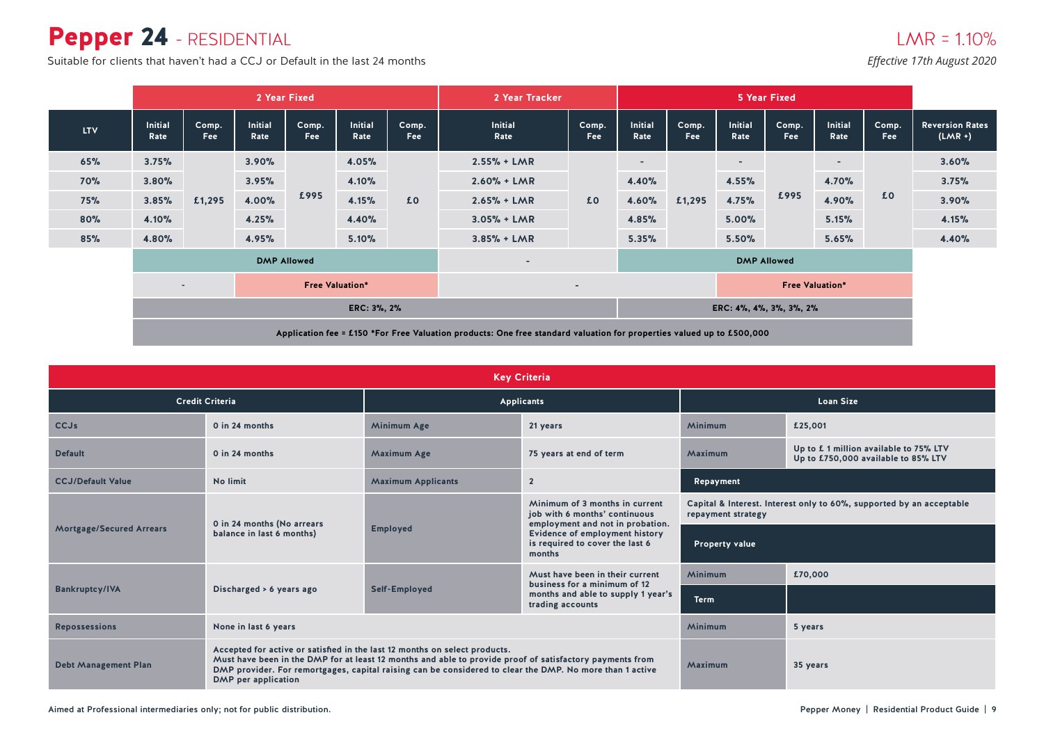# Pepper 24 - RESIDENTIAL

Suitable for clients that haven't had a CCJ or Default in the last 24 months

LMR = 1.10%

*Effective 17th August 2020*

| | 2 Year Fixed | | | | | | 2 Year Tracker | | 5 Year Fixed | | | | | | |
|---|---|---|---|---|---|---|---|---|---|---|---|---|---|---|---|
| LTV | Initial Rate | Comp. Fee | Initial Rate | Comp. Fee | Initial Rate | Comp. Fee | Initial Rate | Comp. Fee | Initial Rate | Comp. Fee | Initial Rate | Comp. Fee | Initial Rate | Comp. Fee | Reversion Rates (LMR +) |
| 65% | 3.75% | £1,295 | 3.90% | £995 | 4.05% | £0 | 2.55% + LMR | £0 | - | £1,295 | - | £995 | - | £0 | 3.60% |
| 70% | 3.80% | | 3.95% | | 4.10% | | 2.60% + LMR | | 4.40% | | 4.55% | | 4.70% | | 3.75% |
| 75% | 3.85% | | 4.00% | | 4.15% | | 2.65% + LMR | | 4.60% | | 4.75% | | 4.90% | | 3.90% |
| 80% | 4.10% | | 4.25% | | 4.40% | | 3.05% + LMR | | 4.85% | | 5.00% | | 5.15% | | 4.15% |
| 85% | 4.80% | | 4.95% | | 5.10% | | 3.85% + LMR | | 5.35% | | 5.50% | | 5.65% | | 4.40% |
| | DMP Allowed | | | | | | - | | DMP Allowed | | | | | | |
| | - | | Free Valuation* | | | | - | | | | Free Valuation* | | | | |
| | ERC: 3%, 2% | | | | | | | | ERC: 4%, 4%, 3%, 3%, 2% | | | | | | |

Application fee = £150 *For Free Valuation products: One free standard valuation for properties valued up to £500,000

## Key Criteria

| Credit Criteria | |
|---|---|
| CCJs | 0 in 24 months |
| Default | 0 in 24 months |
| CCJ/Default Value | No limit |
| Mortgage/Secured Arrears | 0 in 24 months (No arrears balance in last 6 months) |
| Bankruptcy/IVA | Discharged > 6 years ago |
| Repossessions | None in last 6 years |
| Debt Management Plan | Accepted for active or satisfied in the last 12 months on select products. Must have been in the DMP for at least 12 months and able to provide proof of satisfactory payments from DMP provider. For remortgages, capital raising can be considered to clear the DMP. No more than 1 active DMP per application |

| Applicants | |
|---|---|
| Minimum Age | 21 years |
| Maximum Age | 75 years at end of term |
| Maximum Applicants | 2 |
| Employed | Minimum of 3 months in current job with 6 months' continuous employment and not in probation. Evidence of employment history is required to cover the last 6 months |
| Self-Employed | Must have been in their current business for a minimum of 12 months and able to supply 1 year's trading accounts |

| Loan Size | |
|---|---|
| Minimum | £25,001 |
| Maximum | Up to £ 1 million available to 75% LTV<br>Up to £750,000 available to 85% LTV |

**Repayment**

Capital & Interest. Interest only to 60%, supported by an acceptable repayment strategy

| Property value | |
|---|---|
| Minimum | £70,000 |

| Term | |
|---|---|
| Minimum | 5 years |
| Maximum | 35 years |

Aimed at Professional intermediaries only; not for public distribution.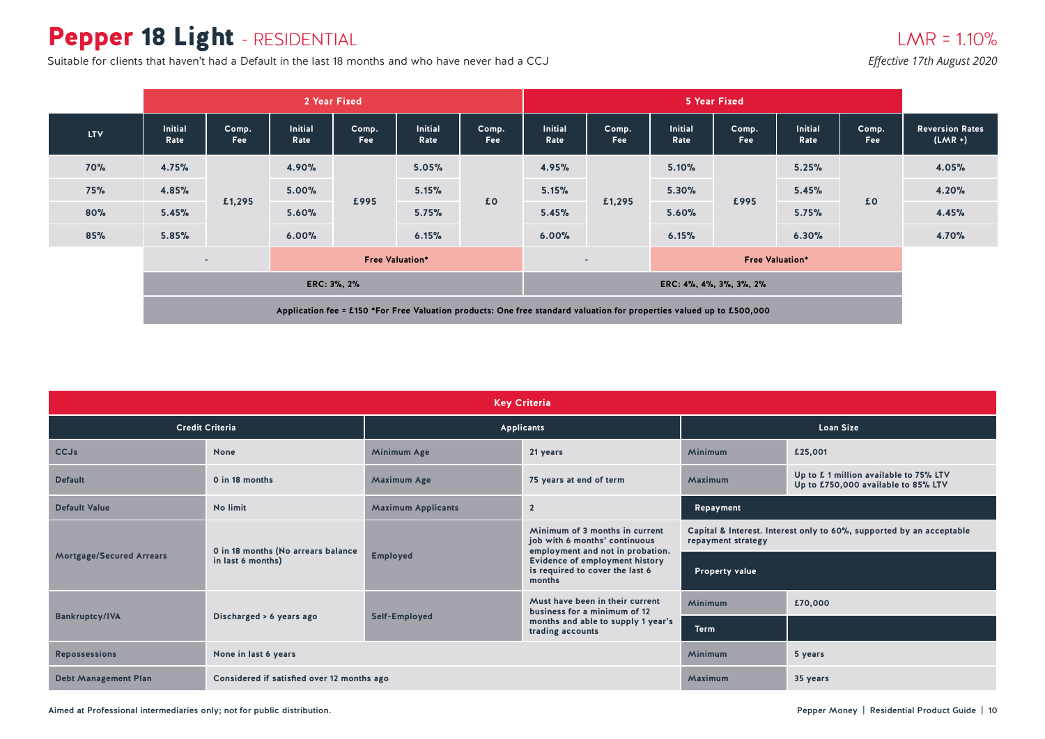# Pepper 18 Light - RESIDENTIAL

Suitable for clients that haven't had a Default in the last 18 months and who have never had a CCJ

LMR = 1.10%

*Effective 17th August 2020*

| | 2 Year Fixed | | | | | | 5 Year Fixed | | | | | | |
|---|---|---|---|---|---|---|---|---|---|---|---|---|---|
| LTV | Initial Rate | Comp. Fee | Initial Rate | Comp. Fee | Initial Rate | Comp. Fee | Initial Rate | Comp. Fee | Initial Rate | Comp. Fee | Initial Rate | Comp. Fee | Reversion Rates (LMR +) |
| 70% | 4.75% | £1,295 | 4.90% | £995 | 5.05% | £0 | 4.95% | £1,295 | 5.10% | £995 | 5.25% | £0 | 4.05% |
| 75% | 4.85% | | 5.00% | | 5.15% | | 5.15% | | 5.30% | | 5.45% | | 4.20% |
| 80% | 5.45% | | 5.60% | | 5.75% | | 5.45% | | 5.60% | | 5.75% | | 4.45% |
| 85% | 5.85% | | 6.00% | | 6.15% | | 6.00% | | 6.15% | | 6.30% | | 4.70% |
| | - | | Free Valuation* | | | | - | | Free Valuation* | | | | |
| | ERC: 3%, 2% | | | | | | ERC: 4%, 4%, 3%, 3%, 2% | | | | | | |

Application fee = £150 *For Free Valuation products: One free standard valuation for properties valued up to £500,000

## Key Criteria

| Credit Criteria | | Applicants | | Loan Size | |
|---|---|---|---|---|---|
| CCJs | None | Minimum Age | 21 years | Minimum | £25,001 |
| Default | 0 in 18 months | Maximum Age | 75 years at end of term | Maximum | Up to £ 1 million available to 75% LTV<br>Up to £750,000 available to 85% LTV |
| Default Value | No limit | Maximum Applicants | 2 | **Repayment** | |
| Mortgage/Secured Arrears | 0 in 18 months (No arrears balance in last 6 months) | Employed | Minimum of 3 months in current job with 6 months' continuous employment and not in probation. Evidence of employment history is required to cover the last 6 months | Capital & Interest. Interest only to 60%, supported by an acceptable repayment strategy | |
| | | | | **Property value** | |
| Bankruptcy/IVA | Discharged > 6 years ago | Self-Employed | Must have been in their current business for a minimum of 12 months and able to supply 1 year's trading accounts | Minimum | £70,000 |
| | | | | **Term** | |
| Repossessions | None in last 6 years | | | Minimum | 5 years |
| Debt Management Plan | Considered if satisfied over 12 months ago | | | Maximum | 35 years |

Aimed at Professional intermediaries only; not for public distribution.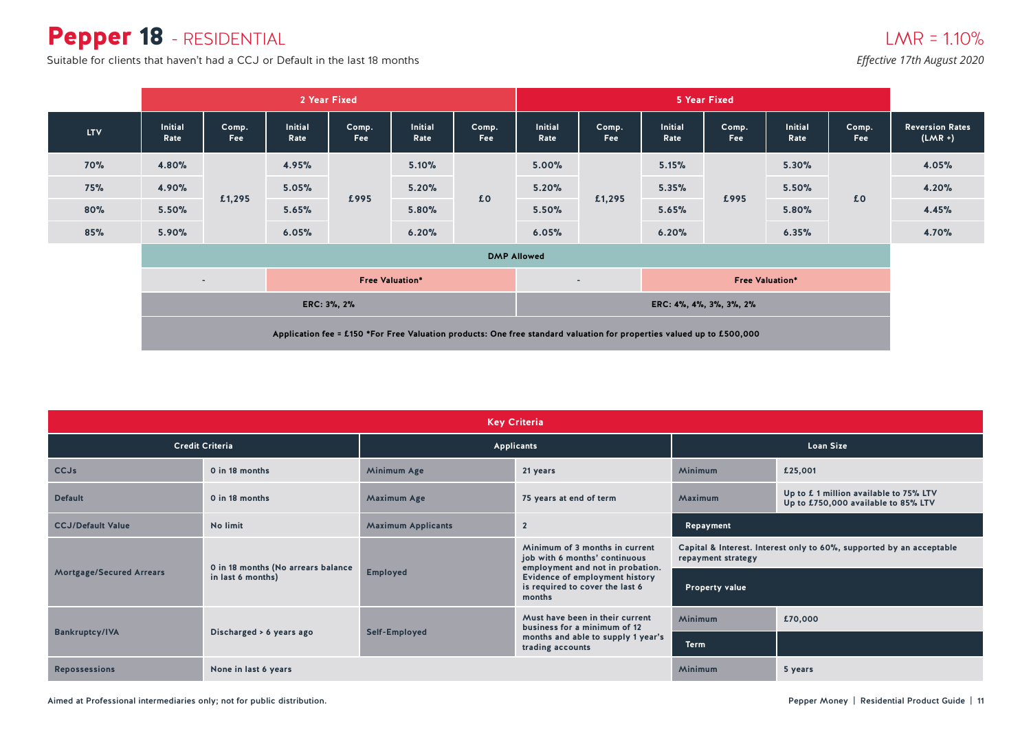# Pepper 18 - RESIDENTIAL

Suitable for clients that haven't had a CCJ or Default in the last 18 months

LMR = 1.10%

*Effective 17th August 2020*

| | 2 Year Fixed | | | | | | 5 Year Fixed | | | | | | |
|---|---|---|---|---|---|---|---|---|---|---|---|---|---|
| LTV | Initial Rate | Comp. Fee | Initial Rate | Comp. Fee | Initial Rate | Comp. Fee | Initial Rate | Comp. Fee | Initial Rate | Comp. Fee | Initial Rate | Comp. Fee | Reversion Rates (LMR +) |
| 70% | 4.80% | £1,295 | 4.95% | £995 | 5.10% | £0 | 5.00% | £1,295 | 5.15% | £995 | 5.30% | £0 | 4.05% |
| 75% | 4.90% | | 5.05% | | 5.20% | | 5.20% | | 5.35% | | 5.50% | | 4.20% |
| 80% | 5.50% | | 5.65% | | 5.80% | | 5.50% | | 5.65% | | 5.80% | | 4.45% |
| 85% | 5.90% | | 6.05% | | 6.20% | | 6.05% | | 6.20% | | 6.35% | | 4.70% |
| | DMP Allowed | | | | | | | | | | | | |
| | - | | Free Valuation* | | | | - | | Free Valuation* | | | | |
| | ERC: 3%, 2% | | | | | | ERC: 4%, 4%, 3%, 3%, 2% | | | | | | |

Application fee = £150 *For Free Valuation products: One free standard valuation for properties valued up to £500,000

## Key Criteria

| Credit Criteria | | Applicants | | Loan Size | |
|---|---|---|---|---|---|
| CCJs | 0 in 18 months | Minimum Age | 21 years | Minimum | £25,001 |
| Default | 0 in 18 months | Maximum Age | 75 years at end of term | Maximum | Up to £ 1 million available to 75% LTV<br>Up to £750,000 available to 85% LTV |
| CCJ/Default Value | No limit | Maximum Applicants | 2 | **Repayment** | |
| Mortgage/Secured Arrears | 0 in 18 months (No arrears balance in last 6 months) | Employed | Minimum of 3 months in current job with 6 months' continuous employment and not in probation. Evidence of employment history is required to cover the last 6 months | Capital & Interest. Interest only to 60%, supported by an acceptable repayment strategy | |
| | | | | **Property value** | |
| Bankruptcy/IVA | Discharged > 6 years ago | Self-Employed | Must have been in their current business for a minimum of 12 months and able to supply 1 year's trading accounts | Minimum | £70,000 |
| | | | | **Term** | |
| Repossessions | None in last 6 years | | | Minimum | 5 years |

Aimed at Professional intermediaries only; not for public distribution.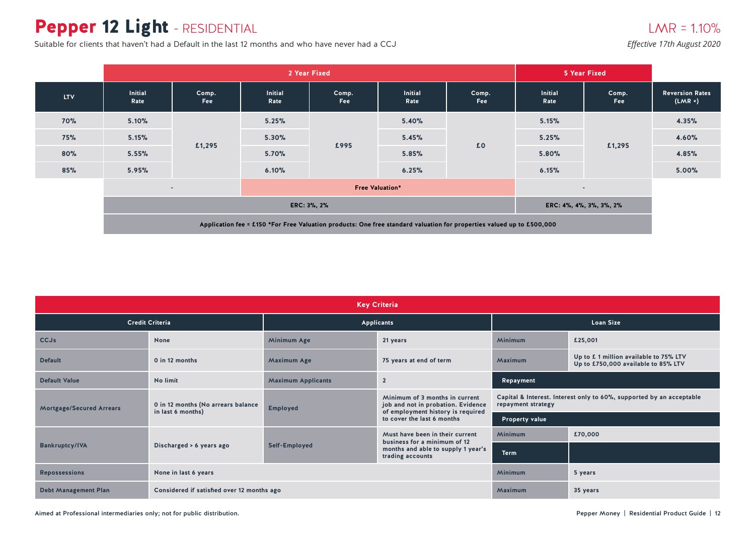# **Pepper 12 Light** - RESIDENTIAL

Suitable for clients that haven't had a Default in the last 12 months and who have never had a CCJ

LMR = 1.10%

*Effective 17th August 2020*

| | 2 Year Fixed | | | | | | 5 Year Fixed | | |
|---|---|---|---|---|---|---|---|---|---|
| LTV | Initial Rate | Comp. Fee | Initial Rate | Comp. Fee | Initial Rate | Comp. Fee | Initial Rate | Comp. Fee | Reversion Rates (LMR +) |
| 70% | 5.10% | £1,295 | 5.25% | £995 | 5.40% | £0 | 5.15% | £1,295 | 4.35% |
| 75% | 5.15% | | 5.30% | | 5.45% | | 5.25% | | 4.60% |
| 80% | 5.55% | | 5.70% | | 5.85% | | 5.80% | | 4.85% |
| 85% | 5.95% | | 6.10% | | 6.25% | | 6.15% | | 5.00% |
| | - | | Free Valuation* | | | | - | | |
| | ERC: 3%, 2% | | | | | | ERC: 4%, 4%, 3%, 3%, 2% | | |

Application fee = £150 *For Free Valuation products: One free standard valuation for properties valued up to £500,000

## Key Criteria

| Credit Criteria | | Applicants | | Loan Size | |
|---|---|---|---|---|---|
| CCJs | None | Minimum Age | 21 years | Minimum | £25,001 |
| Default | 0 in 12 months | Maximum Age | 75 years at end of term | Maximum | Up to £ 1 million available to 75% LTV<br>Up to £750,000 available to 85% LTV |
| Default Value | No limit | Maximum Applicants | 2 | **Repayment** | |
| Mortgage/Secured Arrears | 0 in 12 months (No arrears balance in last 6 months) | Employed | Minimum of 3 months in current job and not in probation. Evidence of employment history is required to cover the last 6 months | Capital & Interest. Interest only to 60%, supported by an acceptable repayment strategy | |
| | | | | **Property value** | |
| Bankruptcy/IVA | Discharged > 6 years ago | Self-Employed | Must have been in their current business for a minimum of 12 months and able to supply 1 year's trading accounts | Minimum | £70,000 |
| | | | | **Term** | |
| Repossessions | None in last 6 years | | | Minimum | 5 years |
| Debt Management Plan | Considered if satisfied over 12 months ago | | | Maximum | 35 years |

Aimed at Professional intermediaries only; not for public distribution.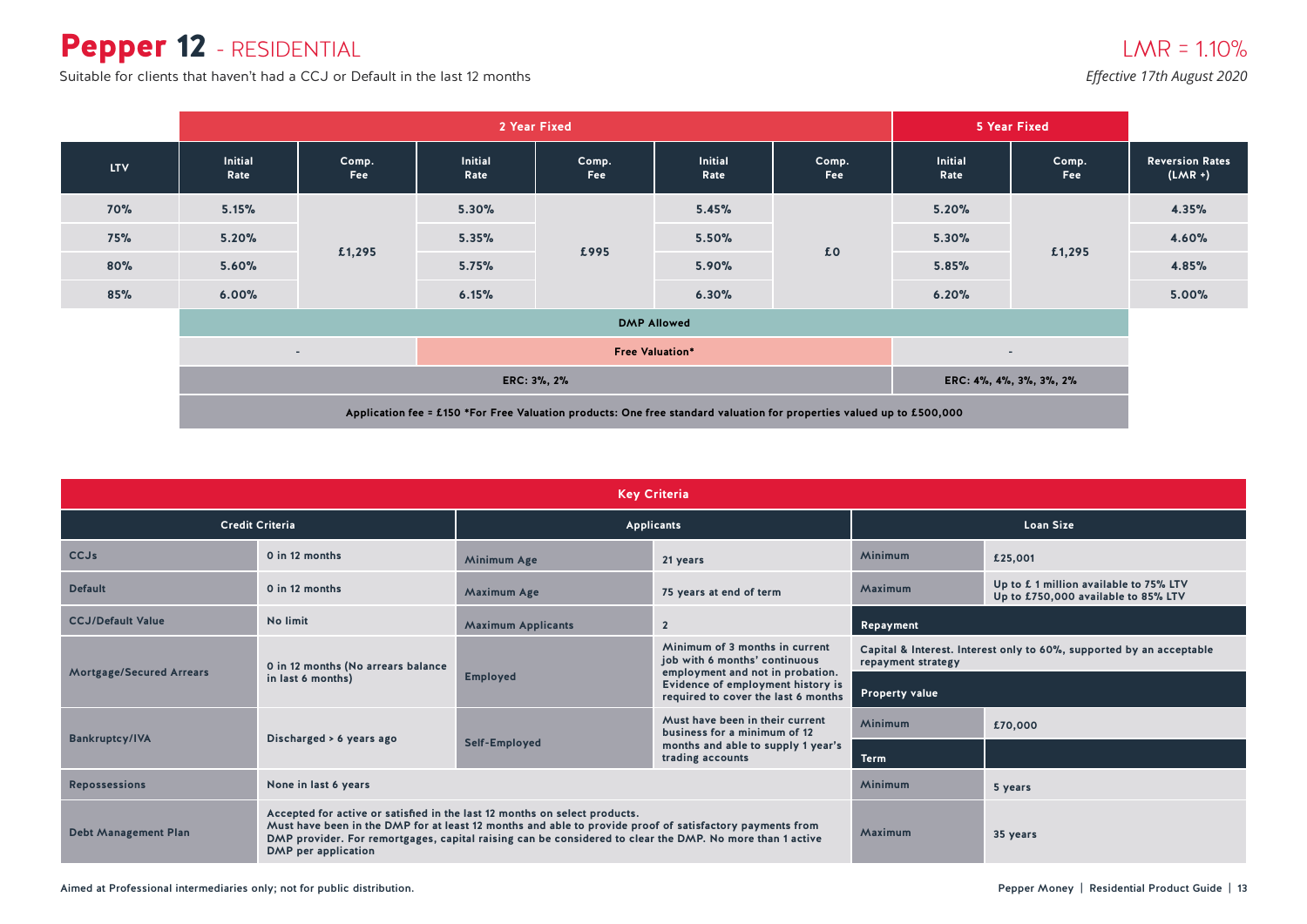# Pepper 12 - RESIDENTIAL

Suitable for clients that haven't had a CCJ or Default in the last 12 months

LMR = 1.10%

*Effective 17th August 2020*

| | 2 Year Fixed | | | | | | 5 Year Fixed | | |
|---|---|---|---|---|---|---|---|---|---|
| LTV | Initial Rate | Comp. Fee | Initial Rate | Comp. Fee | Initial Rate | Comp. Fee | Initial Rate | Comp. Fee | Reversion Rates (LMR +) |
| 70% | 5.15% | £1,295 | 5.30% | £995 | 5.45% | £0 | 5.20% | £1,295 | 4.35% |
| 75% | 5.20% | | 5.35% | | 5.50% | | 5.30% | | 4.60% |
| 80% | 5.60% | | 5.75% | | 5.90% | | 5.85% | | 4.85% |
| 85% | 6.00% | | 6.15% | | 6.30% | | 6.20% | | 5.00% |
| | DMP Allowed | | | | | | | | |
| | - | | Free Valuation* | | | | - | | |
| | ERC: 3%, 2% | | | | | | ERC: 4%, 4%, 3%, 3%, 2% | | |

Application fee = £150 *For Free Valuation products: One free standard valuation for properties valued up to £500,000

## Key Criteria

| Credit Criteria | | Applicants | | Loan Size | |
|---|---|---|---|---|---|
| CCJs | 0 in 12 months | Minimum Age | 21 years | Minimum | £25,001 |
| Default | 0 in 12 months | Maximum Age | 75 years at end of term | Maximum | Up to £ 1 million available to 75% LTV<br>Up to £750,000 available to 85% LTV |
| CCJ/Default Value | No limit | Maximum Applicants | 2 | **Repayment** | |
| Mortgage/Secured Arrears | 0 in 12 months (No arrears balance in last 6 months) | Employed | Minimum of 3 months in current job with 6 months' continuous employment and not in probation. Evidence of employment history is required to cover the last 6 months | Capital & Interest. Interest only to 60%, supported by an acceptable repayment strategy | |
| | | | | **Property value** | |
| Bankruptcy/IVA | Discharged > 6 years ago | Self-Employed | Must have been in their current business for a minimum of 12 months and able to supply 1 year's trading accounts | Minimum | £70,000 |
| | | | | **Term** | |
| Repossessions | None in last 6 years | | | Minimum | 5 years |
| Debt Management Plan | Accepted for active or satisfied in the last 12 months on select products. Must have been in the DMP for at least 12 months and able to provide proof of satisfactory payments from DMP provider. For remortgages, capital raising can be considered to clear the DMP. No more than 1 active DMP per application | | | Maximum | 35 years |

Aimed at Professional intermediaries only; not for public distribution.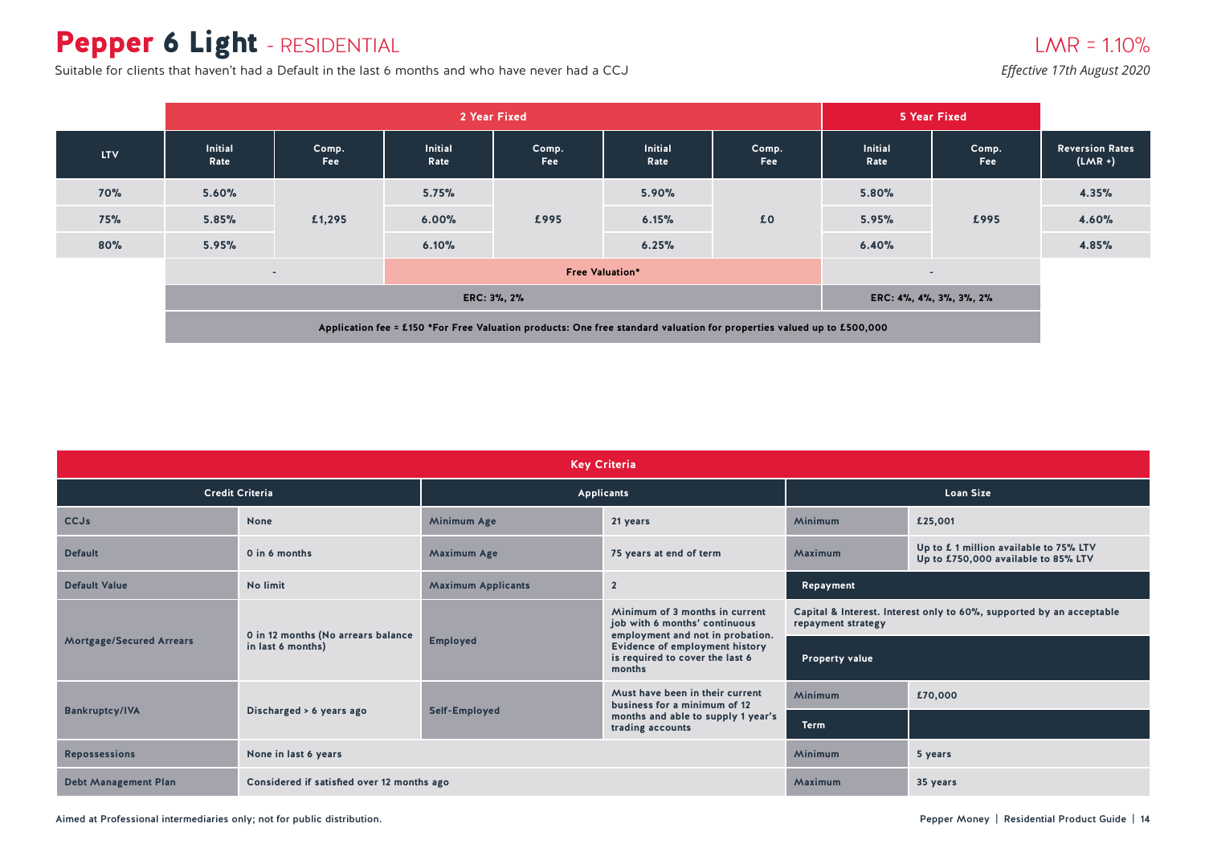# Pepper 6 Light - RESIDENTIAL

LMR = 1.10%

Suitable for clients that haven't had a Default in the last 6 months and who have never had a CCJ

*Effective 17th August 2020*

| | 2 Year Fixed | | | | | | 5 Year Fixed | | |
|---|---|---|---|---|---|---|---|---|---|
| LTV | Initial Rate | Comp. Fee | Initial Rate | Comp. Fee | Initial Rate | Comp. Fee | Initial Rate | Comp. Fee | Reversion Rates (LMR +) |
| 70% | 5.60% | £1,295 | 5.75% | £995 | 5.90% | £0 | 5.80% | £995 | 4.35% |
| 75% | 5.85% | | 6.00% | | 6.15% | | 5.95% | | 4.60% |
| 80% | 5.95% | | 6.10% | | 6.25% | | 6.40% | | 4.85% |
| | - | | Free Valuation* | | | | - | | |
| | ERC: 3%, 2% | | | | | | ERC: 4%, 4%, 3%, 3%, 2% | | |

Application fee = £150 *For Free Valuation products: One free standard valuation for properties valued up to £500,000

## Key Criteria

| Credit Criteria | | Applicants | | Loan Size | |
|---|---|---|---|---|---|
| CCJs | None | Minimum Age | 21 years | Minimum | £25,001 |
| Default | 0 in 6 months | Maximum Age | 75 years at end of term | Maximum | Up to £ 1 million available to 75% LTV<br>Up to £750,000 available to 85% LTV |
| Default Value | No limit | Maximum Applicants | 2 | **Repayment** | |
| Mortgage/Secured Arrears | 0 in 12 months (No arrears balance in last 6 months) | Employed | Minimum of 3 months in current job with 6 months' continuous employment and not in probation. Evidence of employment history is required to cover the last 6 months | Capital & Interest. Interest only to 60%, supported by an acceptable repayment strategy | |
| | | | | **Property value** | |
| Bankruptcy/IVA | Discharged > 6 years ago | Self-Employed | Must have been in their current business for a minimum of 12 months and able to supply 1 year's trading accounts | Minimum | £70,000 |
| | | | | **Term** | |
| Repossessions | None in last 6 years | | | Minimum | 5 years |
| Debt Management Plan | Considered if satisfied over 12 months ago | | | Maximum | 35 years |

Aimed at Professional intermediaries only; not for public distribution.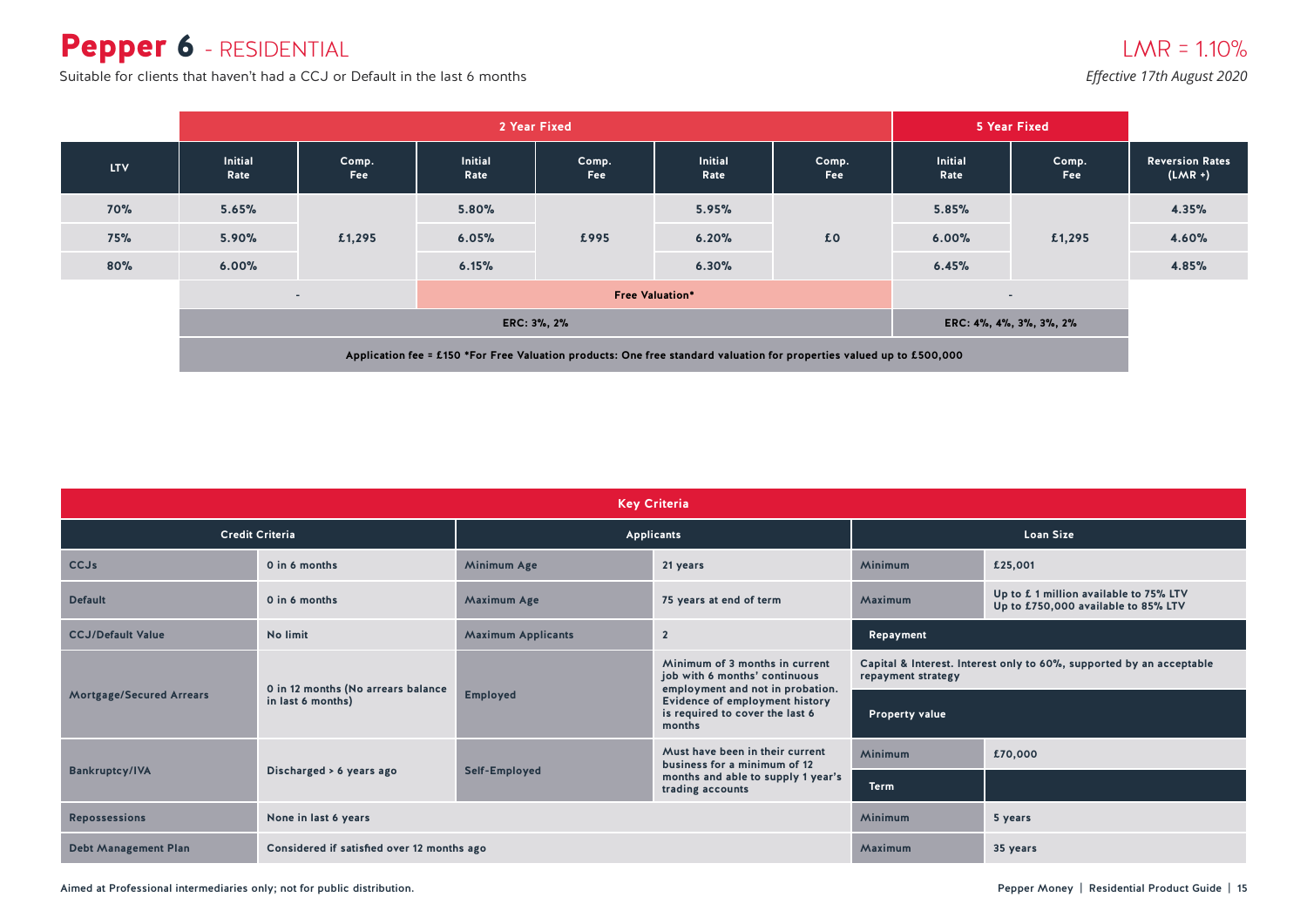# Pepper 6 - RESIDENTIAL

Suitable for clients that haven't had a CCJ or Default in the last 6 months

LMR = 1.10%

*Effective 17th August 2020*

| | 2 Year Fixed | | | | | | 5 Year Fixed | | |
|---|---|---|---|---|---|---|---|---|---|
| LTV | Initial Rate | Comp. Fee | Initial Rate | Comp. Fee | Initial Rate | Comp. Fee | Initial Rate | Comp. Fee | Reversion Rates (LMR +) |
| 70% | 5.65% | £1,295 | 5.80% | £995 | 5.95% | £0 | 5.85% | £1,295 | 4.35% |
| 75% | 5.90% | | 6.05% | | 6.20% | | 6.00% | | 4.60% |
| 80% | 6.00% | | 6.15% | | 6.30% | | 6.45% | | 4.85% |
| | - | | Free Valuation* | | | | - | | |
| | ERC: 3%, 2% | | | | | | ERC: 4%, 4%, 3%, 3%, 2% | | |

Application fee = £150 *For Free Valuation products: One free standard valuation for properties valued up to £500,000

## Key Criteria

| Credit Criteria | | Applicants | |
|---|---|---|---|
| CCJs | 0 in 6 months | Minimum Age | 21 years |
| Default | 0 in 6 months | Maximum Age | 75 years at end of term |
| CCJ/Default Value | No limit | Maximum Applicants | 2 |
| Mortgage/Secured Arrears | 0 in 12 months (No arrears balance in last 6 months) | Employed | Minimum of 3 months in current job with 6 months' continuous employment and not in probation. Evidence of employment history is required to cover the last 6 months |
| Bankruptcy/IVA | Discharged > 6 years ago | Self-Employed | Must have been in their current business for a minimum of 12 months and able to supply 1 year's trading accounts |
| Repossessions | None in last 6 years | | |
| Debt Management Plan | Considered if satisfied over 12 months ago | | |

| Loan Size | |
|---|---|
| Minimum | £25,001 |
| Maximum | Up to £ 1 million available to 75% LTV<br>Up to £750,000 available to 85% LTV |
| **Repayment** | |
| Capital & Interest. Interest only to 60%, supported by an acceptable repayment strategy | |
| **Property value** | |
| Minimum | £70,000 |
| **Term** | |
| Minimum | 5 years |
| Maximum | 35 years |

Aimed at Professional intermediaries only; not for public distribution.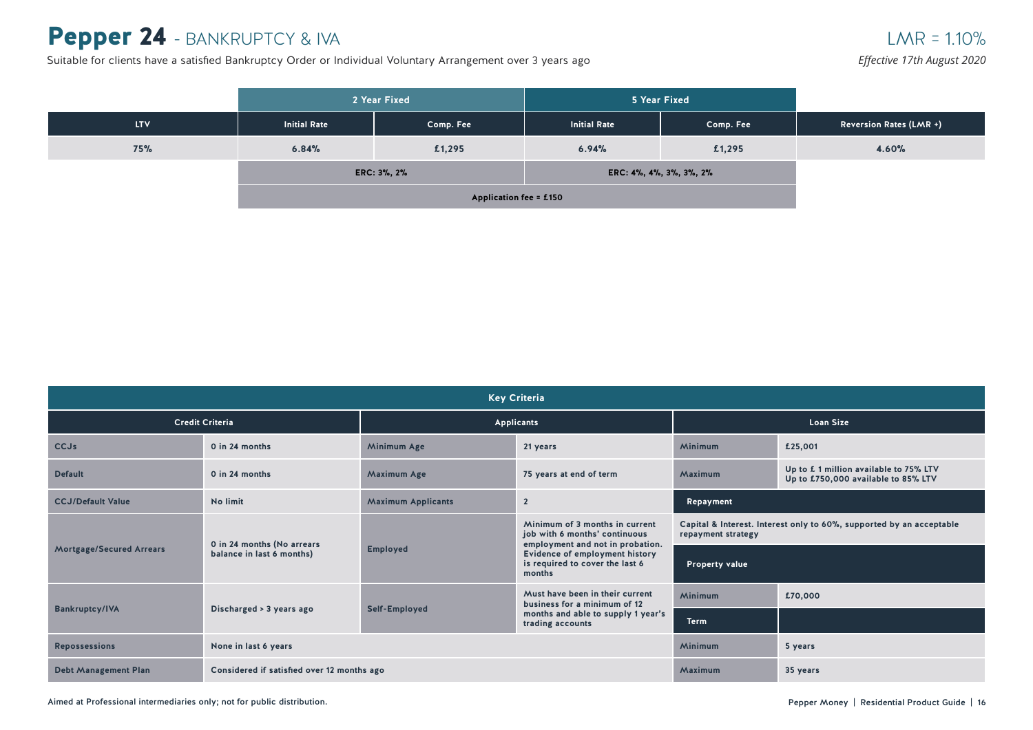# Pepper 24 - BANKRUPTCY & IVA

LMR = 1.10%

Suitable for clients have a satisfied Bankruptcy Order or Individual Voluntary Arrangement over 3 years ago

*Effective 17th August 2020*

| | 2 Year Fixed | | 5 Year Fixed | | |
|---|---|---|---|---|---|
| **LTV** | **Initial Rate** | **Comp. Fee** | **Initial Rate** | **Comp. Fee** | **Reversion Rates (LMR +)** |
| 75% | 6.84% | £1,295 | 6.94% | £1,295 | 4.60% |
| | ERC: 3%, 2% | | ERC: 4%, 4%, 3%, 3%, 2% | | |
| | Application fee = £150 | | | | |

## Key Criteria

| Credit Criteria | | Applicants | | Loan Size | |
|---|---|---|---|---|---|
| CCJs | 0 in 24 months | Minimum Age | 21 years | Minimum | £25,001 |
| Default | 0 in 24 months | Maximum Age | 75 years at end of term | Maximum | Up to £ 1 million available to 75% LTV<br>Up to £750,000 available to 85% LTV |
| CCJ/Default Value | No limit | Maximum Applicants | 2 | **Repayment** | |
| Mortgage/Secured Arrears | 0 in 24 months (No arrears balance in last 6 months) | Employed | Minimum of 3 months in current job with 6 months' continuous employment and not in probation. Evidence of employment history is required to cover the last 6 months | Capital & Interest. Interest only to 60%, supported by an acceptable repayment strategy | |
| | | | | **Property value** | |
| Bankruptcy/IVA | Discharged > 3 years ago | Self-Employed | Must have been in their current business for a minimum of 12 months and able to supply 1 year's trading accounts | Minimum | £70,000 |
| | | | | **Term** | |
| Repossessions | None in last 6 years | | | Minimum | 5 years |
| Debt Management Plan | Considered if satisfied over 12 months ago | | | Maximum | 35 years |

Aimed at Professional intermediaries only; not for public distribution.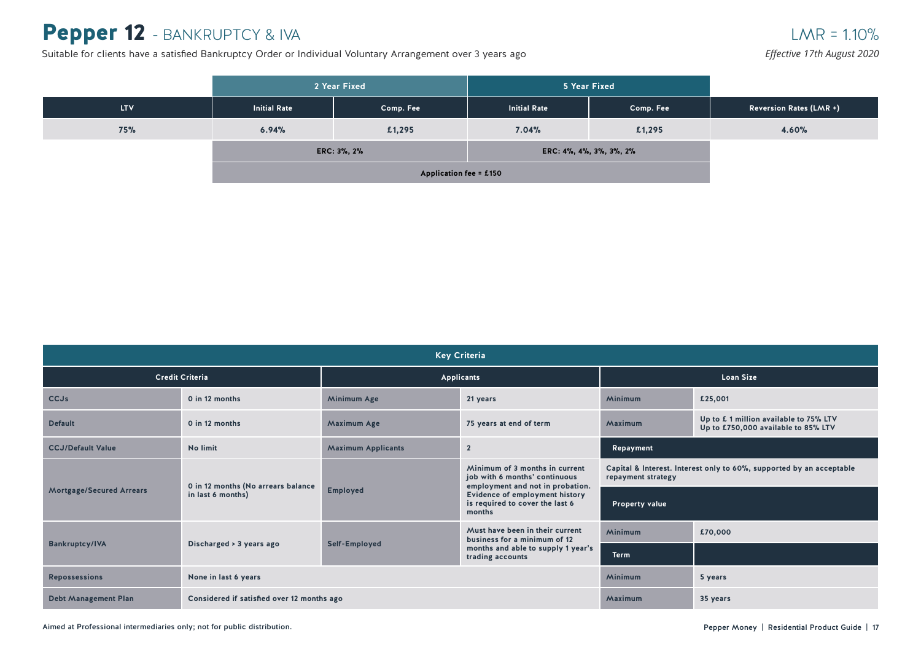# Pepper 12 - BANKRUPTCY & IVA

Suitable for clients have a satisfied Bankruptcy Order or Individual Voluntary Arrangement over 3 years ago

LMR = 1.10%

*Effective 17th August 2020*

| | 2 Year Fixed | | 5 Year Fixed | | |
|---|---|---|---|---|---|
| **LTV** | **Initial Rate** | **Comp. Fee** | **Initial Rate** | **Comp. Fee** | **Reversion Rates (LMR +)** |
| 75% | 6.94% | £1,295 | 7.04% | £1,295 | 4.60% |
| | ERC: 3%, 2% | | ERC: 4%, 4%, 3%, 3%, 2% | | |
| | Application fee = £150 | | | | |

## Key Criteria

| Credit Criteria | | Applicants | | Loan Size | |
|---|---|---|---|---|---|
| CCJs | 0 in 12 months | Minimum Age | 21 years | Minimum | £25,001 |
| Default | 0 in 12 months | Maximum Age | 75 years at end of term | Maximum | Up to £ 1 million available to 75% LTV<br>Up to £750,000 available to 85% LTV |
| CCJ/Default Value | No limit | Maximum Applicants | 2 | **Repayment** | |
| Mortgage/Secured Arrears | 0 in 12 months (No arrears balance in last 6 months) | Employed | Minimum of 3 months in current job with 6 months' continuous employment and not in probation. Evidence of employment history is required to cover the last 6 months | Capital & Interest. Interest only to 60%, supported by an acceptable repayment strategy | |
| | | | | **Property value** | |
| Bankruptcy/IVA | Discharged > 3 years ago | Self-Employed | Must have been in their current business for a minimum of 12 months and able to supply 1 year's trading accounts | Minimum | £70,000 |
| | | | | **Term** | |
| Repossessions | None in last 6 years | | | Minimum | 5 years |
| Debt Management Plan | Considered if satisfied over 12 months ago | | | Maximum | 35 years |

Aimed at Professional intermediaries only; not for public distribution.